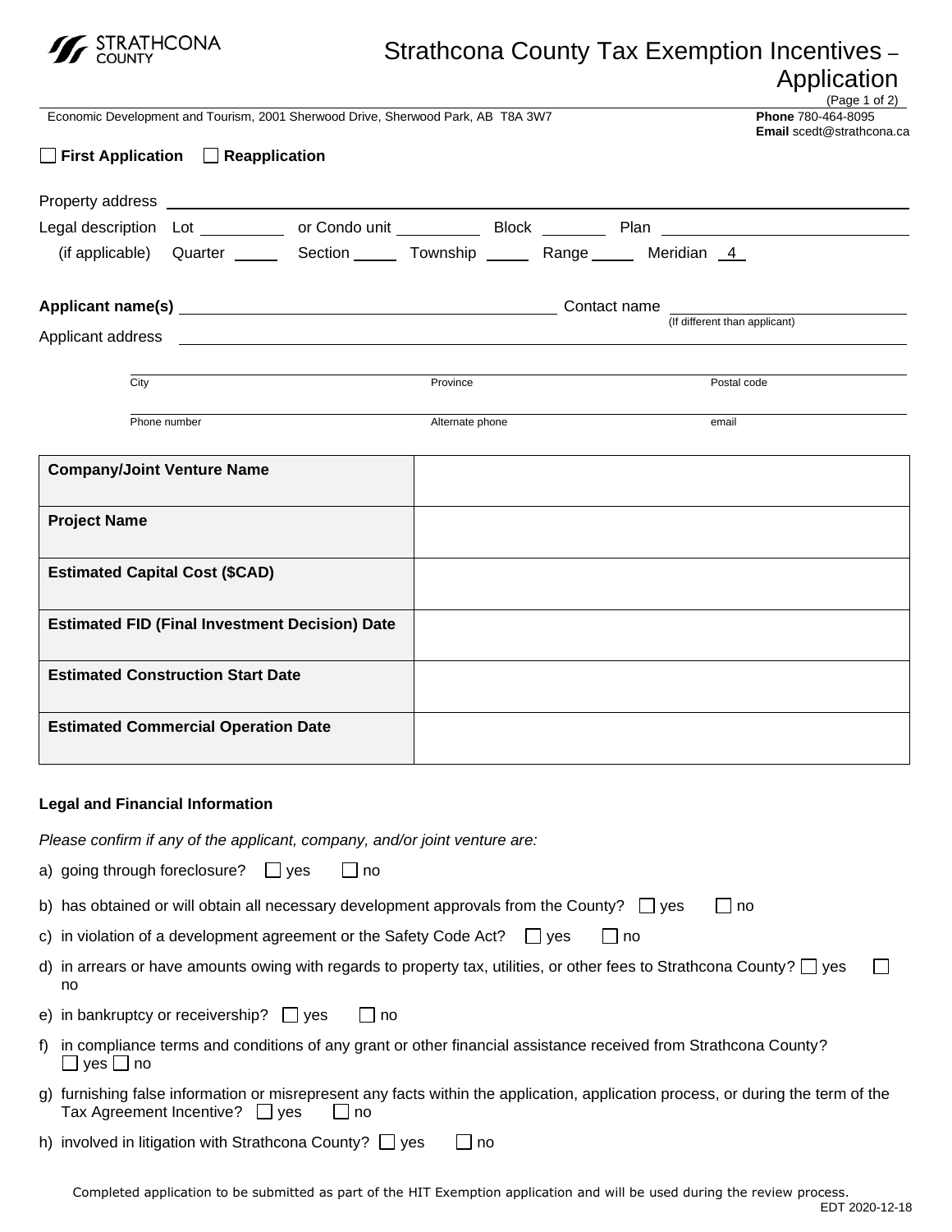STRATHCONA COUNTY

# Strathcona County Tax Exemption Incentives – Application

Economic Development and Tourism, 2001 Sherwood Drive, Sherwood Park, AB T8A 3W7

**Phone** 780-464-8095
**Email** scedt@strathcona.ca

☐ **First Application** ☐ **Reapplication**

Property address ______________________________

Legal description Lot __________ or Condo unit __________ Block ________ Plan ______________
(if applicable) Quarter _____ Section _____ Township _____ Range _____ Meridian 4

**Applicant name(s)** ______________________________ Contact name ______________________________
(If different than applicant)

Applicant address ______________________________

City ______________ Province ______________ Postal code ______________

Phone number ______________ Alternate phone ______________ email ______________

| **Company/Joint Venture Name** | |
|---|---|
| **Project Name** | |
| **Estimated Capital Cost ($CAD)** | |
| **Estimated FID (Final Investment Decision) Date** | |
| **Estimated Construction Start Date** | |
| **Estimated Commercial Operation Date** | |

### Legal and Financial Information

*Please confirm if any of the applicant, company, and/or joint venture are:*

a) going through foreclosure? ☐ yes ☐ no

b) has obtained or will obtain all necessary development approvals from the County? ☐ yes ☐ no

c) in violation of a development agreement or the Safety Code Act? ☐ yes ☐ no

d) in arrears or have amounts owing with regards to property tax, utilities, or other fees to Strathcona County? ☐ yes ☐ no

e) in bankruptcy or receivership? ☐ yes ☐ no

f) in compliance terms and conditions of any grant or other financial assistance received from Strathcona County? ☐ yes ☐ no

g) furnishing false information or misrepresent any facts within the application, application process, or during the term of the Tax Agreement Incentive? ☐ yes ☐ no

h) involved in litigation with Strathcona County? ☐ yes ☐ no

Completed application to be submitted as part of the HIT Exemption application and will be used during the review process.

EDT 2020-12-18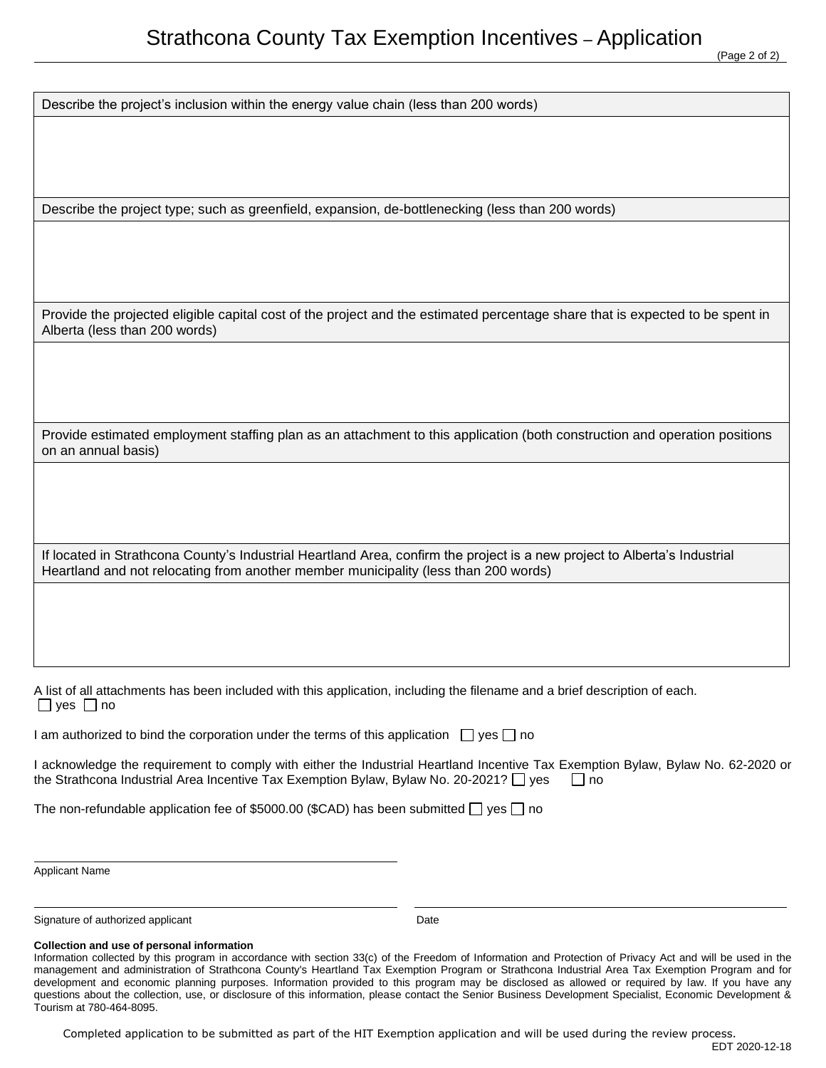# Strathcona County Tax Exemption Incentives – Application

| Describe the project's inclusion within the energy value chain (less than 200 words) |
|---|
| |

| Describe the project type; such as greenfield, expansion, de-bottlenecking (less than 200 words) |
|---|
| |

| Provide the projected eligible capital cost of the project and the estimated percentage share that is expected to be spent in Alberta (less than 200 words) |
|---|
| |

| Provide estimated employment staffing plan as an attachment to this application (both construction and operation positions on an annual basis) |
|---|
| |

| If located in Strathcona County's Industrial Heartland Area, confirm the project is a new project to Alberta's Industrial Heartland and not relocating from another member municipality (less than 200 words) |
|---|
| |

A list of all attachments has been included with this application, including the filename and a brief description of each.
☐ yes ☐ no

I am authorized to bind the corporation under the terms of this application ☐ yes ☐ no

I acknowledge the requirement to comply with either the Industrial Heartland Incentive Tax Exemption Bylaw, Bylaw No. 62-2020 or the Strathcona Industrial Area Incentive Tax Exemption Bylaw, Bylaw No. 20-2021? ☐ yes ☐ no

The non-refundable application fee of $5000.00 ($CAD) has been submitted ☐ yes ☐ no

______________________________
Applicant Name

______________________________ ______________________________
Signature of authorized applicant Date

**Collection and use of personal information**
Information collected by this program in accordance with section 33(c) of the Freedom of Information and Protection of Privacy Act and will be used in the management and administration of Strathcona County's Heartland Tax Exemption Program or Strathcona Industrial Area Tax Exemption Program and for development and economic planning purposes. Information provided to this program may be disclosed as allowed or required by law. If you have any questions about the collection, use, or disclosure of this information, please contact the Senior Business Development Specialist, Economic Development & Tourism at 780-464-8095.

Completed application to be submitted as part of the HIT Exemption application and will be used during the review process.

EDT 2020-12-18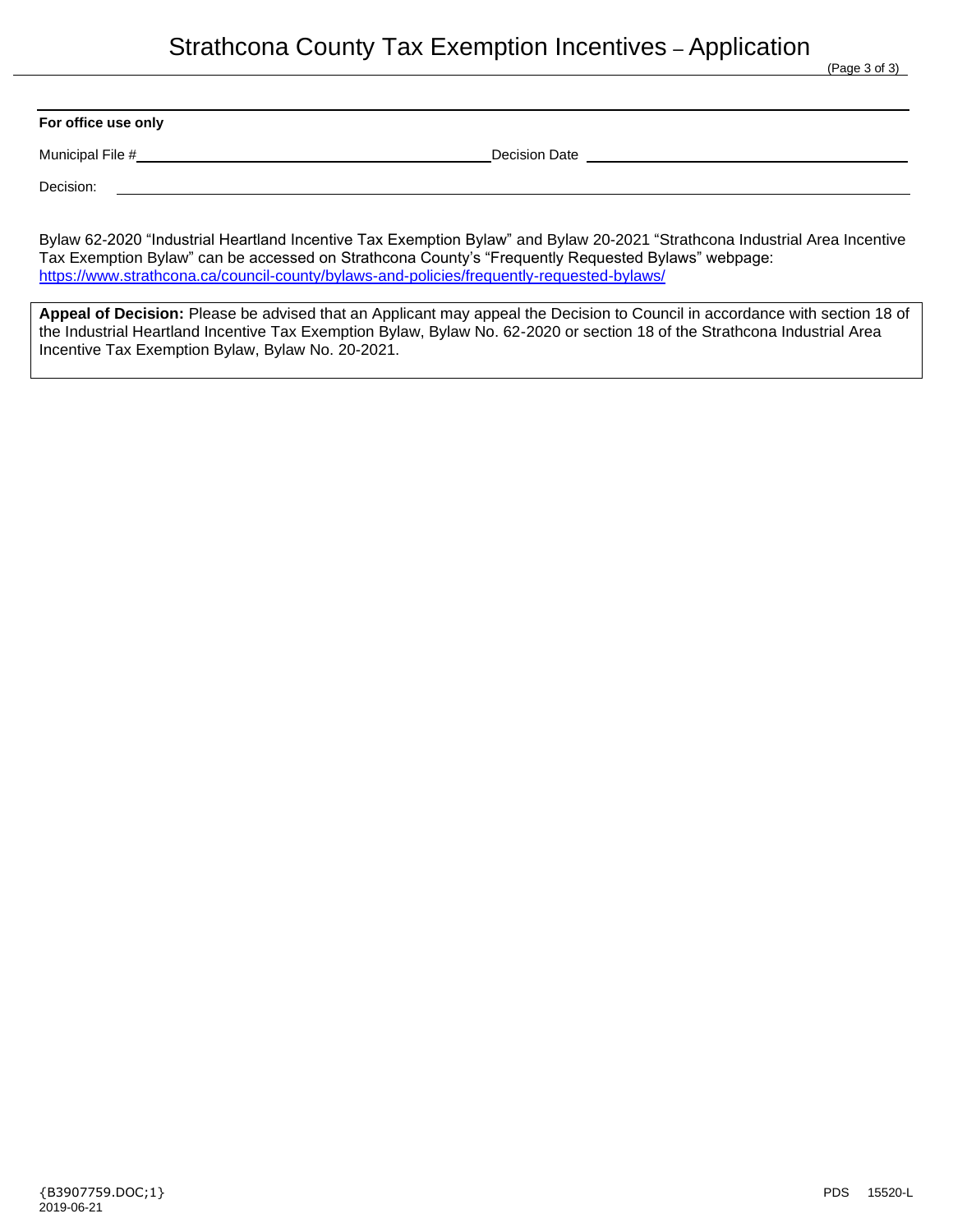**For office use only**

Municipal File # ______________________ Decision Date ______________________

Decision: ______________________

Bylaw 62-2020 “Industrial Heartland Incentive Tax Exemption Bylaw” and Bylaw 20-2021 “Strathcona Industrial Area Incentive Tax Exemption Bylaw” can be accessed on Strathcona County’s “Frequently Requested Bylaws” webpage: https://www.strathcona.ca/council-county/bylaws-and-policies/frequently-requested-bylaws/

**Appeal of Decision:** Please be advised that an Applicant may appeal the Decision to Council in accordance with section 18 of the Industrial Heartland Incentive Tax Exemption Bylaw, Bylaw No. 62-2020 or section 18 of the Strathcona Industrial Area Incentive Tax Exemption Bylaw, Bylaw No. 20-2021.

{B3907759.DOC;1}
2019-06-21

PDS 15520-L